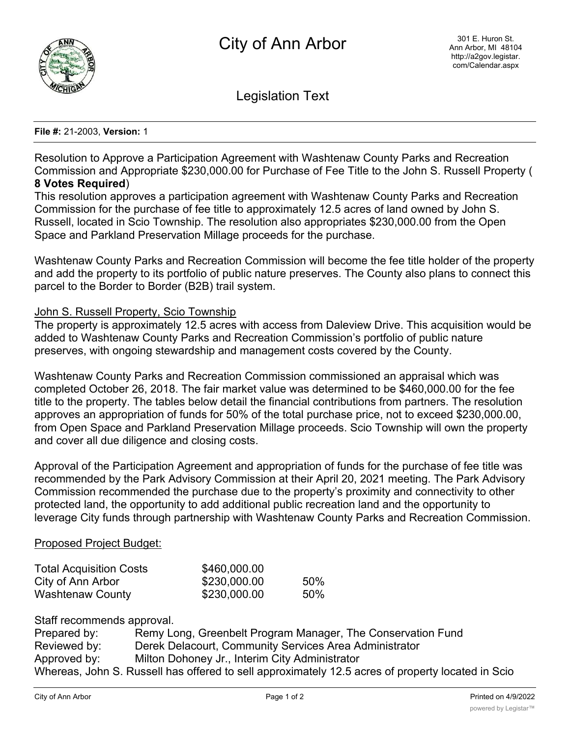City of Ann Arbor

301 E. Huron St.
Ann Arbor, MI 48104
http://a2gov.legistar.com/Calendar.aspx

Legislation Text

**File #:** 21-2003, **Version:** 1

Resolution to Approve a Participation Agreement with Washtenaw County Parks and Recreation Commission and Appropriate $230,000.00 for Purchase of Fee Title to the John S. Russell Property ( **8 Votes Required**)

This resolution approves a participation agreement with Washtenaw County Parks and Recreation Commission for the purchase of fee title to approximately 12.5 acres of land owned by John S. Russell, located in Scio Township. The resolution also appropriates $230,000.00 from the Open Space and Parkland Preservation Millage proceeds for the purchase.

Washtenaw County Parks and Recreation Commission will become the fee title holder of the property and add the property to its portfolio of public nature preserves. The County also plans to connect this parcel to the Border to Border (B2B) trail system.

John S. Russell Property, Scio Township

The property is approximately 12.5 acres with access from Daleview Drive. This acquisition would be added to Washtenaw County Parks and Recreation Commission's portfolio of public nature preserves, with ongoing stewardship and management costs covered by the County.

Washtenaw County Parks and Recreation Commission commissioned an appraisal which was completed October 26, 2018. The fair market value was determined to be $460,000.00 for the fee title to the property. The tables below detail the financial contributions from partners. The resolution approves an appropriation of funds for 50% of the total purchase price, not to exceed $230,000.00, from Open Space and Parkland Preservation Millage proceeds. Scio Township will own the property and cover all due diligence and closing costs.

Approval of the Participation Agreement and appropriation of funds for the purchase of fee title was recommended by the Park Advisory Commission at their April 20, 2021 meeting. The Park Advisory Commission recommended the purchase due to the property's proximity and connectivity to other protected land, the opportunity to add additional public recreation land and the opportunity to leverage City funds through partnership with Washtenaw County Parks and Recreation Commission.

Proposed Project Budget:

| | | |
|---|---|---|
| Total Acquisition Costs | $460,000.00 | |
| City of Ann Arbor | $230,000.00 | 50% |
| Washtenaw County | $230,000.00 | 50% |

Staff recommends approval.

Prepared by: Remy Long, Greenbelt Program Manager, The Conservation Fund
Reviewed by: Derek Delacourt, Community Services Area Administrator
Approved by: Milton Dohoney Jr., Interim City Administrator

Whereas, John S. Russell has offered to sell approximately 12.5 acres of property located in Scio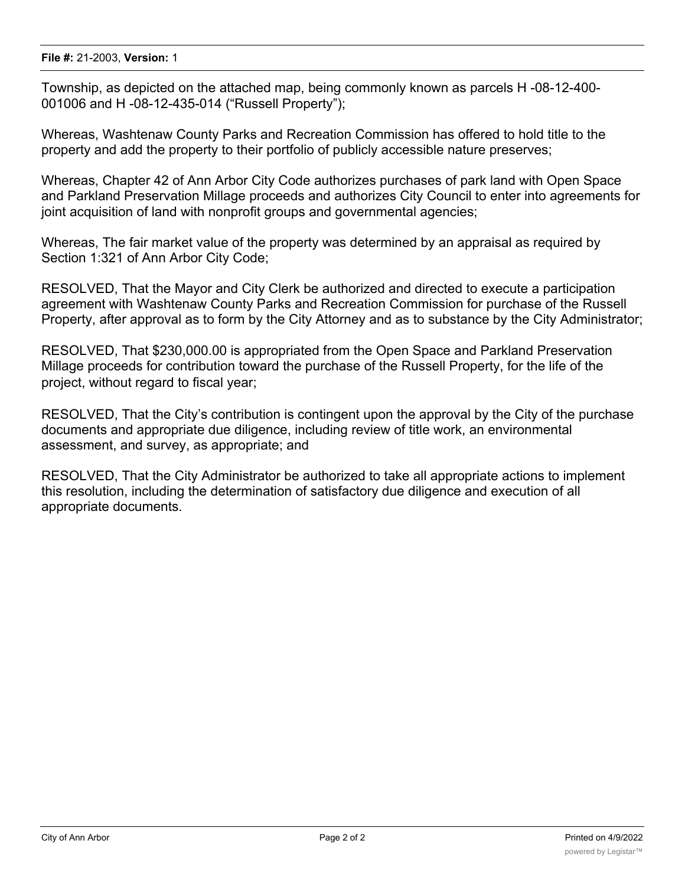Township, as depicted on the attached map, being commonly known as parcels H -08-12-400-001006 and H -08-12-435-014 ("Russell Property");

Whereas, Washtenaw County Parks and Recreation Commission has offered to hold title to the property and add the property to their portfolio of publicly accessible nature preserves;

Whereas, Chapter 42 of Ann Arbor City Code authorizes purchases of park land with Open Space and Parkland Preservation Millage proceeds and authorizes City Council to enter into agreements for joint acquisition of land with nonprofit groups and governmental agencies;

Whereas, The fair market value of the property was determined by an appraisal as required by Section 1:321 of Ann Arbor City Code;

RESOLVED, That the Mayor and City Clerk be authorized and directed to execute a participation agreement with Washtenaw County Parks and Recreation Commission for purchase of the Russell Property, after approval as to form by the City Attorney and as to substance by the City Administrator;

RESOLVED, That $230,000.00 is appropriated from the Open Space and Parkland Preservation Millage proceeds for contribution toward the purchase of the Russell Property, for the life of the project, without regard to fiscal year;

RESOLVED, That the City's contribution is contingent upon the approval by the City of the purchase documents and appropriate due diligence, including review of title work, an environmental assessment, and survey, as appropriate; and

RESOLVED, That the City Administrator be authorized to take all appropriate actions to implement this resolution, including the determination of satisfactory due diligence and execution of all appropriate documents.